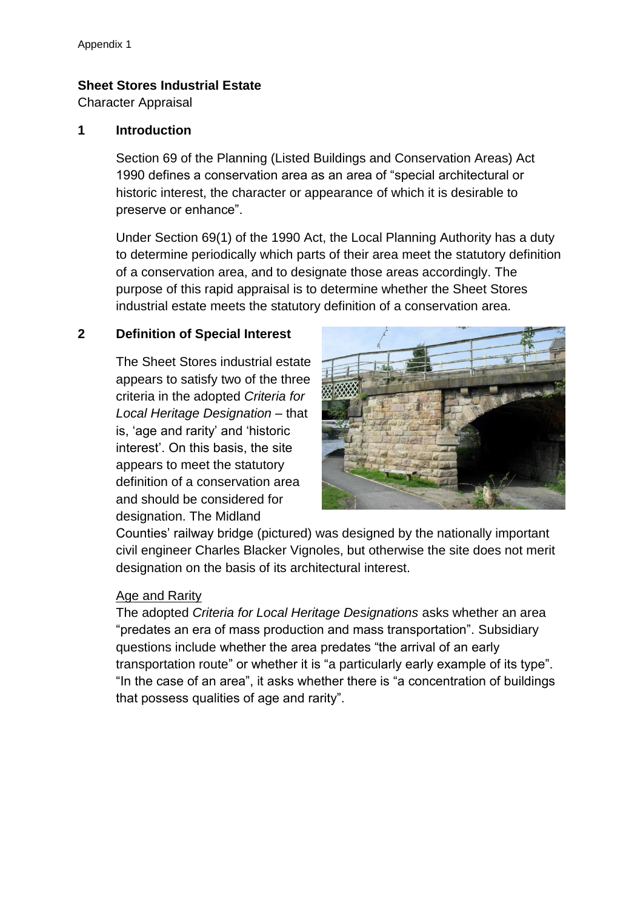Appendix 1

**Sheet Stores Industrial Estate**
Character Appraisal

## 1 Introduction

Section 69 of the Planning (Listed Buildings and Conservation Areas) Act 1990 defines a conservation area as an area of "special architectural or historic interest, the character or appearance of which it is desirable to preserve or enhance".

Under Section 69(1) of the 1990 Act, the Local Planning Authority has a duty to determine periodically which parts of their area meet the statutory definition of a conservation area, and to designate those areas accordingly. The purpose of this rapid appraisal is to determine whether the Sheet Stores industrial estate meets the statutory definition of a conservation area.

## 2 Definition of Special Interest

The Sheet Stores industrial estate appears to satisfy two of the three criteria in the adopted *Criteria for Local Heritage Designation* – that is, 'age and rarity' and 'historic interest'. On this basis, the site appears to meet the statutory definition of a conservation area and should be considered for designation. The Midland Counties' railway bridge (pictured) was designed by the nationally important civil engineer Charles Blacker Vignoles, but otherwise the site does not merit designation on the basis of its architectural interest.

<u>Age and Rarity</u>

The adopted *Criteria for Local Heritage Designations* asks whether an area "predates an era of mass production and mass transportation". Subsidiary questions include whether the area predates "the arrival of an early transportation route" or whether it is "a particularly early example of its type". "In the case of an area", it asks whether there is "a concentration of buildings that possess qualities of age and rarity".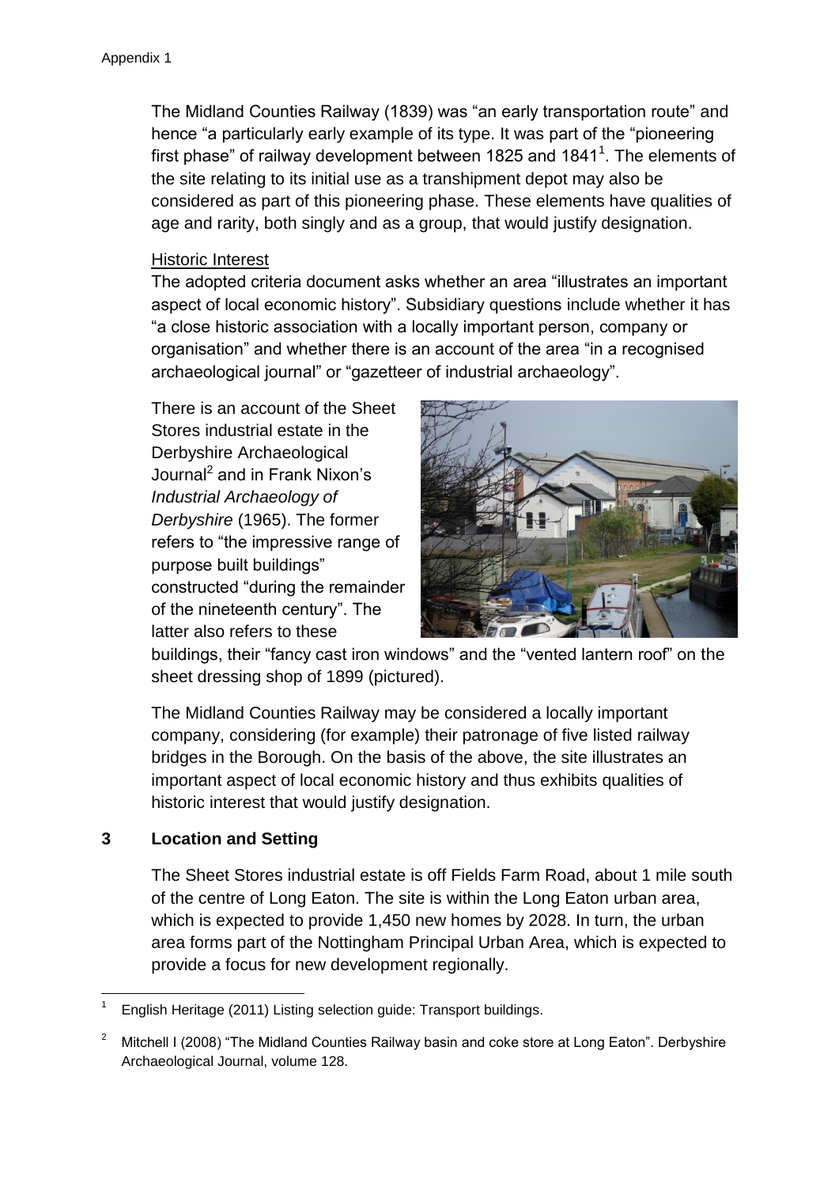The Midland Counties Railway (1839) was "an early transportation route" and hence "a particularly early example of its type. It was part of the "pioneering first phase" of railway development between 1825 and 1841[1]. The elements of the site relating to its initial use as a transhipment depot may also be considered as part of this pioneering phase. These elements have qualities of age and rarity, both singly and as a group, that would justify designation.

Historic Interest

The adopted criteria document asks whether an area "illustrates an important aspect of local economic history". Subsidiary questions include whether it has "a close historic association with a locally important person, company or organisation" and whether there is an account of the area "in a recognised archaeological journal" or "gazetteer of industrial archaeology".

There is an account of the Sheet Stores industrial estate in the Derbyshire Archaeological Journal[2] and in Frank Nixon's *Industrial Archaeology of Derbyshire* (1965). The former refers to "the impressive range of purpose built buildings" constructed "during the remainder of the nineteenth century". The latter also refers to these buildings, their "fancy cast iron windows" and the "vented lantern roof" on the sheet dressing shop of 1899 (pictured).

The Midland Counties Railway may be considered a locally important company, considering (for example) their patronage of five listed railway bridges in the Borough. On the basis of the above, the site illustrates an important aspect of local economic history and thus exhibits qualities of historic interest that would justify designation.

## 3 Location and Setting

The Sheet Stores industrial estate is off Fields Farm Road, about 1 mile south of the centre of Long Eaton. The site is within the Long Eaton urban area, which is expected to provide 1,450 new homes by 2028. In turn, the urban area forms part of the Nottingham Principal Urban Area, which is expected to provide a focus for new development regionally.

[1] English Heritage (2011) Listing selection guide: Transport buildings.

[2] Mitchell I (2008) "The Midland Counties Railway basin and coke store at Long Eaton". Derbyshire Archaeological Journal, volume 128.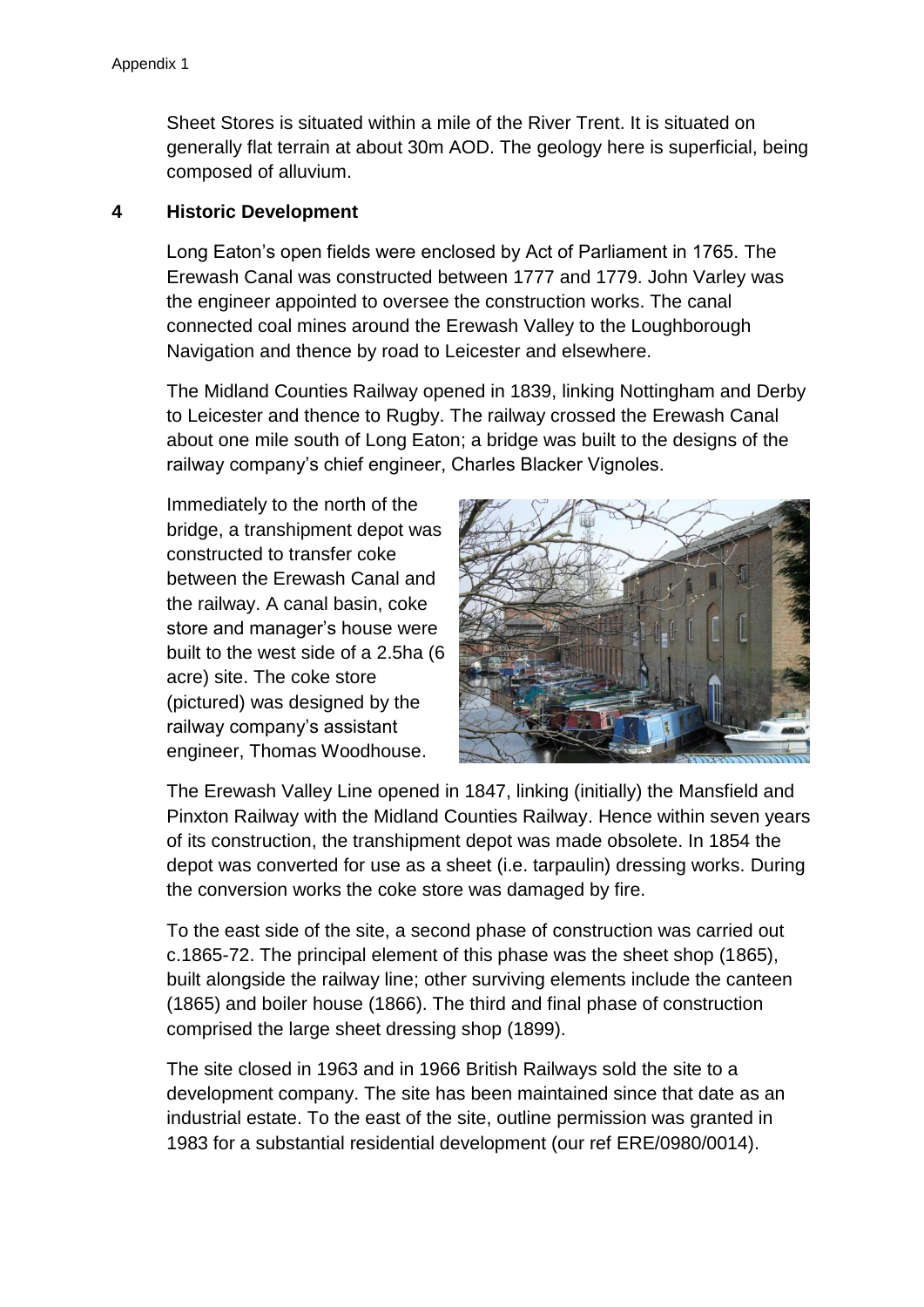Sheet Stores is situated within a mile of the River Trent. It is situated on generally flat terrain at about 30m AOD. The geology here is superficial, being composed of alluvium.

## 4 Historic Development

Long Eaton's open fields were enclosed by Act of Parliament in 1765. The Erewash Canal was constructed between 1777 and 1779. John Varley was the engineer appointed to oversee the construction works. The canal connected coal mines around the Erewash Valley to the Loughborough Navigation and thence by road to Leicester and elsewhere.

The Midland Counties Railway opened in 1839, linking Nottingham and Derby to Leicester and thence to Rugby. The railway crossed the Erewash Canal about one mile south of Long Eaton; a bridge was built to the designs of the railway company's chief engineer, Charles Blacker Vignoles.

Immediately to the north of the bridge, a transhipment depot was constructed to transfer coke between the Erewash Canal and the railway. A canal basin, coke store and manager's house were built to the west side of a 2.5ha (6 acre) site. The coke store (pictured) was designed by the railway company's assistant engineer, Thomas Woodhouse.

The Erewash Valley Line opened in 1847, linking (initially) the Mansfield and Pinxton Railway with the Midland Counties Railway. Hence within seven years of its construction, the transhipment depot was made obsolete. In 1854 the depot was converted for use as a sheet (i.e. tarpaulin) dressing works. During the conversion works the coke store was damaged by fire.

To the east side of the site, a second phase of construction was carried out c.1865-72. The principal element of this phase was the sheet shop (1865), built alongside the railway line; other surviving elements include the canteen (1865) and boiler house (1866). The third and final phase of construction comprised the large sheet dressing shop (1899).

The site closed in 1963 and in 1966 British Railways sold the site to a development company. The site has been maintained since that date as an industrial estate. To the east of the site, outline permission was granted in 1983 for a substantial residential development (our ref ERE/0980/0014).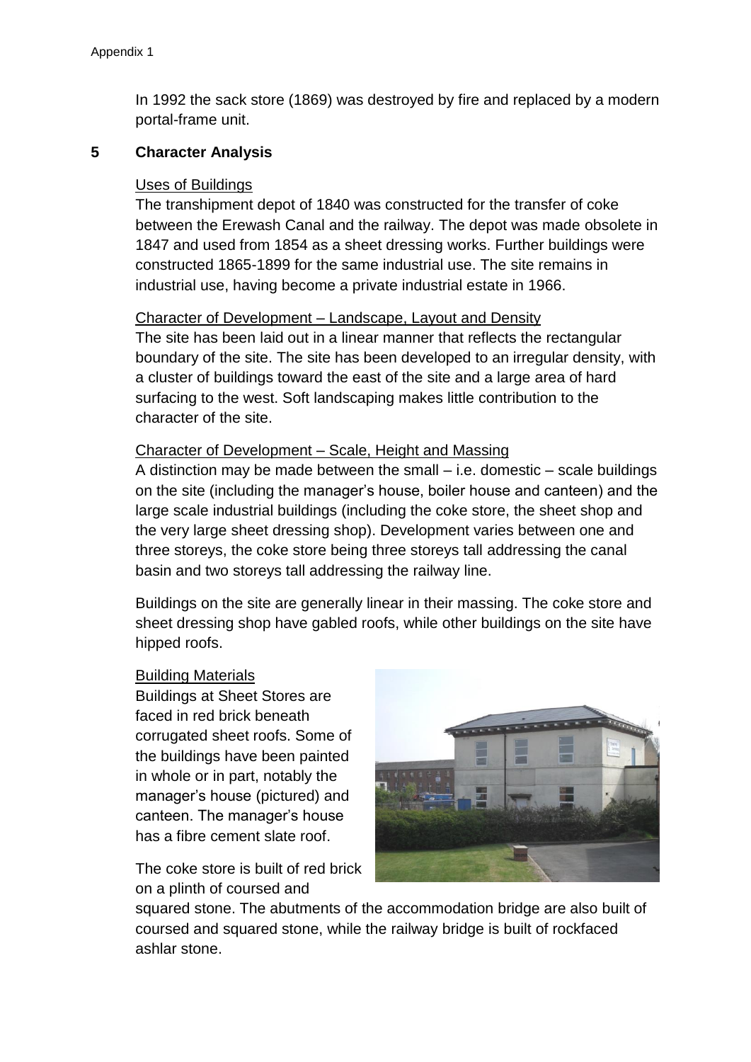In 1992 the sack store (1869) was destroyed by fire and replaced by a modern portal-frame unit.

## 5 Character Analysis

Uses of Buildings

The transhipment depot of 1840 was constructed for the transfer of coke between the Erewash Canal and the railway. The depot was made obsolete in 1847 and used from 1854 as a sheet dressing works. Further buildings were constructed 1865-1899 for the same industrial use. The site remains in industrial use, having become a private industrial estate in 1966.

Character of Development – Landscape, Layout and Density

The site has been laid out in a linear manner that reflects the rectangular boundary of the site. The site has been developed to an irregular density, with a cluster of buildings toward the east of the site and a large area of hard surfacing to the west. Soft landscaping makes little contribution to the character of the site.

Character of Development – Scale, Height and Massing

A distinction may be made between the small – i.e. domestic – scale buildings on the site (including the manager's house, boiler house and canteen) and the large scale industrial buildings (including the coke store, the sheet shop and the very large sheet dressing shop). Development varies between one and three storeys, the coke store being three storeys tall addressing the canal basin and two storeys tall addressing the railway line.

Buildings on the site are generally linear in their massing. The coke store and sheet dressing shop have gabled roofs, while other buildings on the site have hipped roofs.

Building Materials

Buildings at Sheet Stores are faced in red brick beneath corrugated sheet roofs. Some of the buildings have been painted in whole or in part, notably the manager's house (pictured) and canteen. The manager's house has a fibre cement slate roof.

The coke store is built of red brick on a plinth of coursed and squared stone. The abutments of the accommodation bridge are also built of coursed and squared stone, while the railway bridge is built of rockfaced ashlar stone.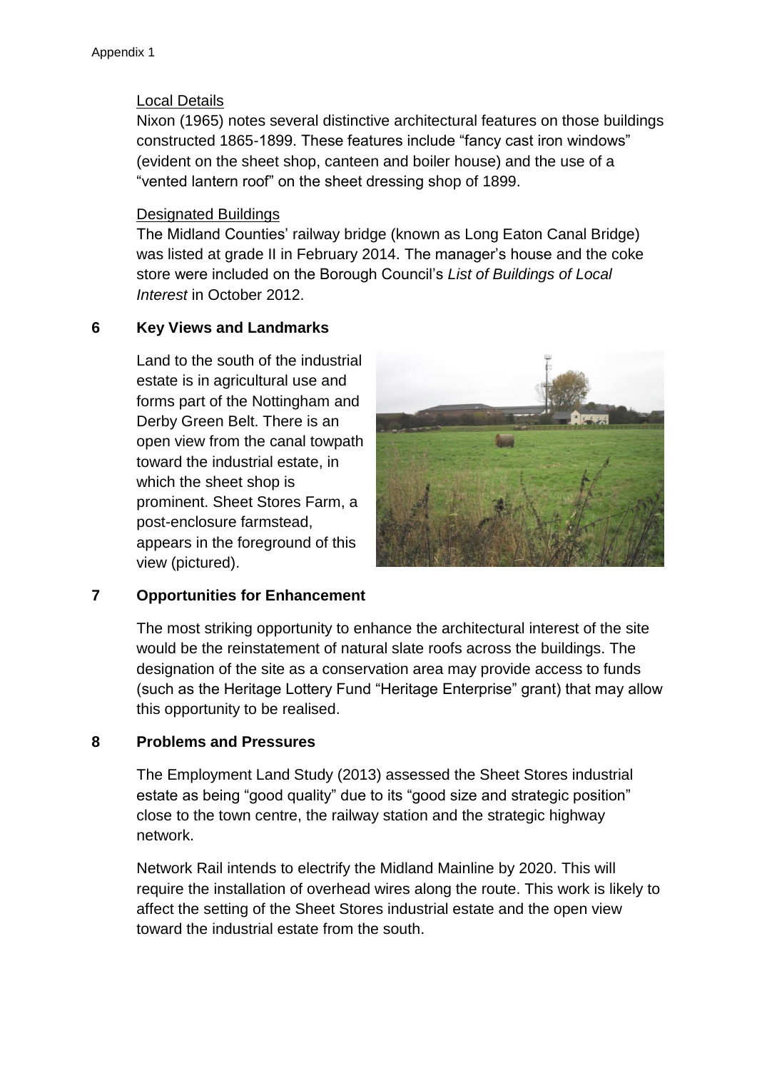Local Details

Nixon (1965) notes several distinctive architectural features on those buildings constructed 1865-1899. These features include "fancy cast iron windows" (evident on the sheet shop, canteen and boiler house) and the use of a "vented lantern roof" on the sheet dressing shop of 1899.

Designated Buildings

The Midland Counties' railway bridge (known as Long Eaton Canal Bridge) was listed at grade II in February 2014. The manager's house and the coke store were included on the Borough Council's *List of Buildings of Local Interest* in October 2012.

## 6 Key Views and Landmarks

Land to the south of the industrial estate is in agricultural use and forms part of the Nottingham and Derby Green Belt. There is an open view from the canal towpath toward the industrial estate, in which the sheet shop is prominent. Sheet Stores Farm, a post-enclosure farmstead, appears in the foreground of this view (pictured).

## 7 Opportunities for Enhancement

The most striking opportunity to enhance the architectural interest of the site would be the reinstatement of natural slate roofs across the buildings. The designation of the site as a conservation area may provide access to funds (such as the Heritage Lottery Fund "Heritage Enterprise" grant) that may allow this opportunity to be realised.

## 8 Problems and Pressures

The Employment Land Study (2013) assessed the Sheet Stores industrial estate as being "good quality" due to its "good size and strategic position" close to the town centre, the railway station and the strategic highway network.

Network Rail intends to electrify the Midland Mainline by 2020. This will require the installation of overhead wires along the route. This work is likely to affect the setting of the Sheet Stores industrial estate and the open view toward the industrial estate from the south.